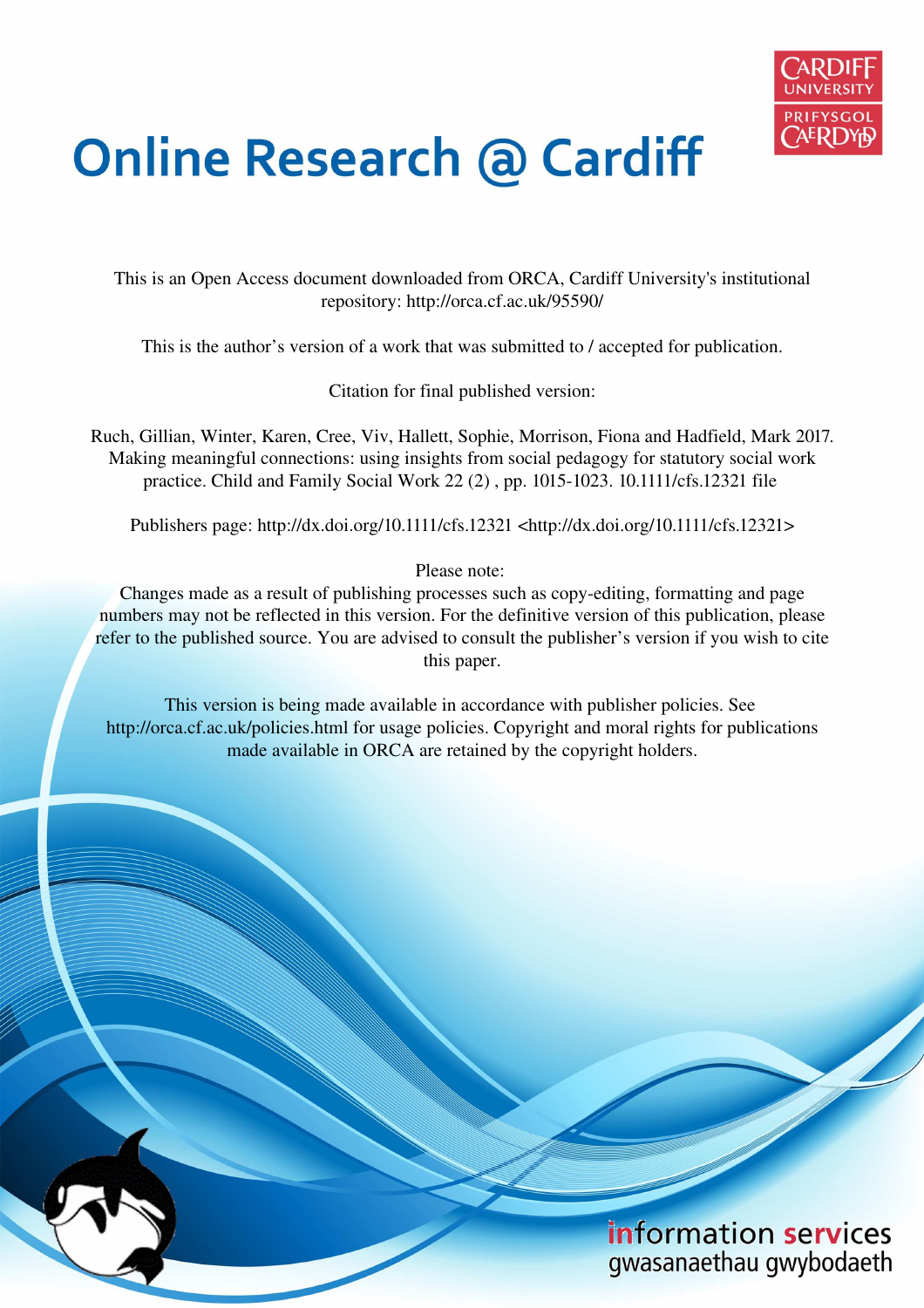# Online Research @ Cardiff

This is an Open Access document downloaded from ORCA, Cardiff University's institutional repository: http://orca.cf.ac.uk/95590/

This is the author's version of a work that was submitted to / accepted for publication.

Citation for final published version:

Ruch, Gillian, Winter, Karen, Cree, Viv, Hallett, Sophie, Morrison, Fiona and Hadfield, Mark 2017. Making meaningful connections: using insights from social pedagogy for statutory social work practice. Child and Family Social Work 22 (2) , pp. 1015-1023. 10.1111/cfs.12321 file

Publishers page: http://dx.doi.org/10.1111/cfs.12321 <http://dx.doi.org/10.1111/cfs.12321>

Please note:
Changes made as a result of publishing processes such as copy-editing, formatting and page numbers may not be reflected in this version. For the definitive version of this publication, please refer to the published source. You are advised to consult the publisher's version if you wish to cite this paper.

This version is being made available in accordance with publisher policies. See http://orca.cf.ac.uk/policies.html for usage policies. Copyright and moral rights for publications made available in ORCA are retained by the copyright holders.

information services
gwasanaethau gwybodaeth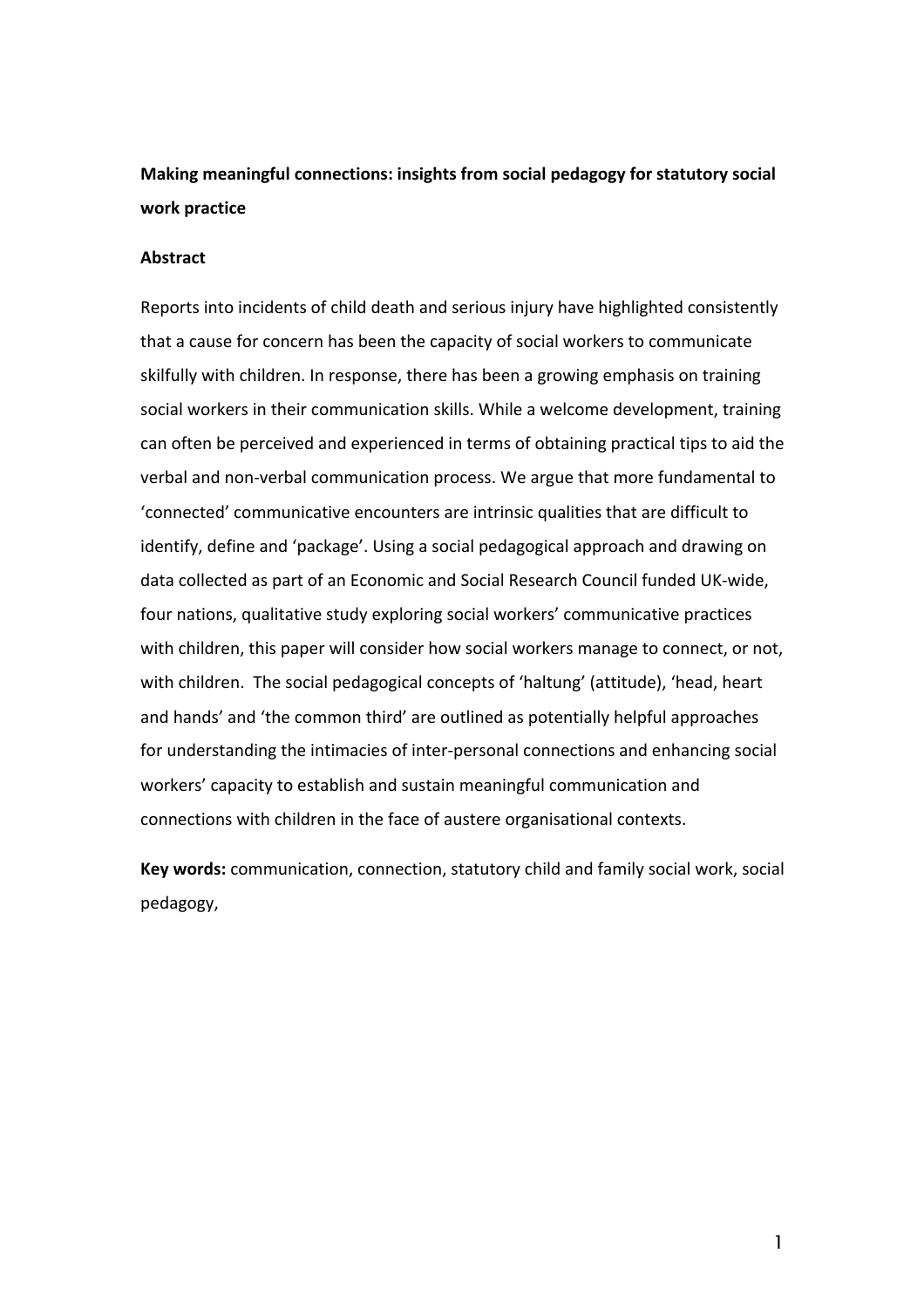**Making meaningful connections: insights from social pedagogy for statutory social work practice**

**Abstract**

Reports into incidents of child death and serious injury have highlighted consistently that a cause for concern has been the capacity of social workers to communicate skilfully with children. In response, there has been a growing emphasis on training social workers in their communication skills. While a welcome development, training can often be perceived and experienced in terms of obtaining practical tips to aid the verbal and non-verbal communication process. We argue that more fundamental to 'connected' communicative encounters are intrinsic qualities that are difficult to identify, define and 'package'. Using a social pedagogical approach and drawing on data collected as part of an Economic and Social Research Council funded UK-wide, four nations, qualitative study exploring social workers' communicative practices with children, this paper will consider how social workers manage to connect, or not, with children. The social pedagogical concepts of 'haltung' (attitude), 'head, heart and hands' and 'the common third' are outlined as potentially helpful approaches for understanding the intimacies of inter-personal connections and enhancing social workers' capacity to establish and sustain meaningful communication and connections with children in the face of austere organisational contexts.

**Key words:** communication, connection, statutory child and family social work, social pedagogy,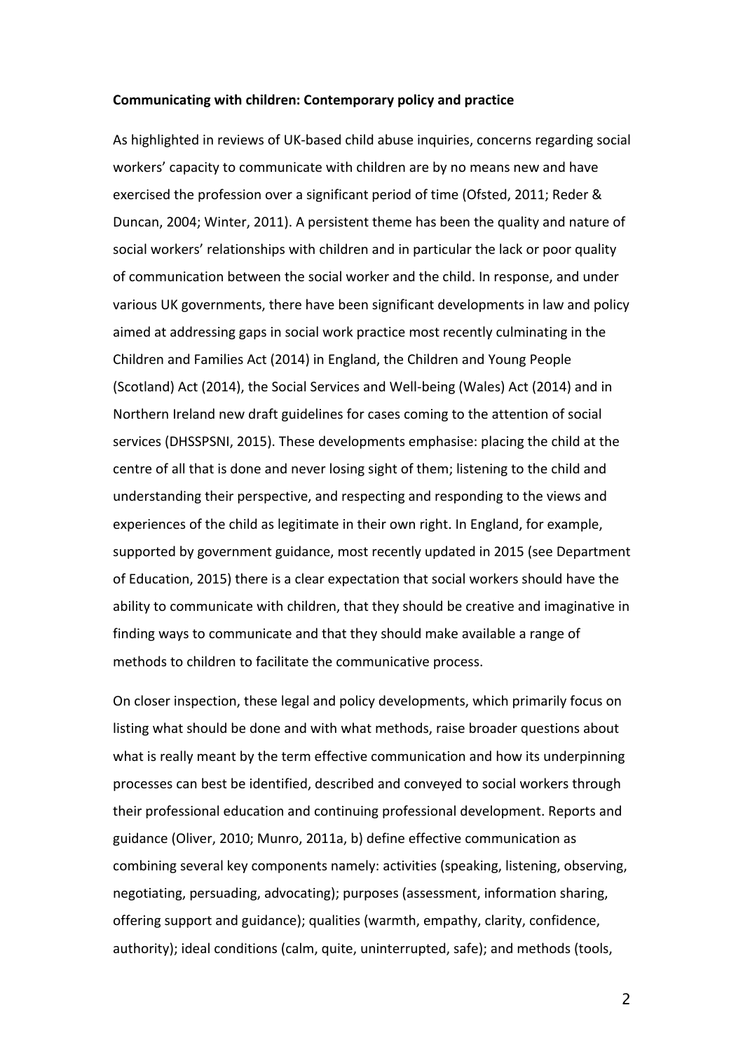**Communicating with children: Contemporary policy and practice**

As highlighted in reviews of UK-based child abuse inquiries, concerns regarding social workers' capacity to communicate with children are by no means new and have exercised the profession over a significant period of time (Ofsted, 2011; Reder & Duncan, 2004; Winter, 2011). A persistent theme has been the quality and nature of social workers' relationships with children and in particular the lack or poor quality of communication between the social worker and the child. In response, and under various UK governments, there have been significant developments in law and policy aimed at addressing gaps in social work practice most recently culminating in the Children and Families Act (2014) in England, the Children and Young People (Scotland) Act (2014), the Social Services and Well-being (Wales) Act (2014) and in Northern Ireland new draft guidelines for cases coming to the attention of social services (DHSSPSNI, 2015). These developments emphasise: placing the child at the centre of all that is done and never losing sight of them; listening to the child and understanding their perspective, and respecting and responding to the views and experiences of the child as legitimate in their own right. In England, for example, supported by government guidance, most recently updated in 2015 (see Department of Education, 2015) there is a clear expectation that social workers should have the ability to communicate with children, that they should be creative and imaginative in finding ways to communicate and that they should make available a range of methods to children to facilitate the communicative process.

On closer inspection, these legal and policy developments, which primarily focus on listing what should be done and with what methods, raise broader questions about what is really meant by the term effective communication and how its underpinning processes can best be identified, described and conveyed to social workers through their professional education and continuing professional development. Reports and guidance (Oliver, 2010; Munro, 2011a, b) define effective communication as combining several key components namely: activities (speaking, listening, observing, negotiating, persuading, advocating); purposes (assessment, information sharing, offering support and guidance); qualities (warmth, empathy, clarity, confidence, authority); ideal conditions (calm, quite, uninterrupted, safe); and methods (tools,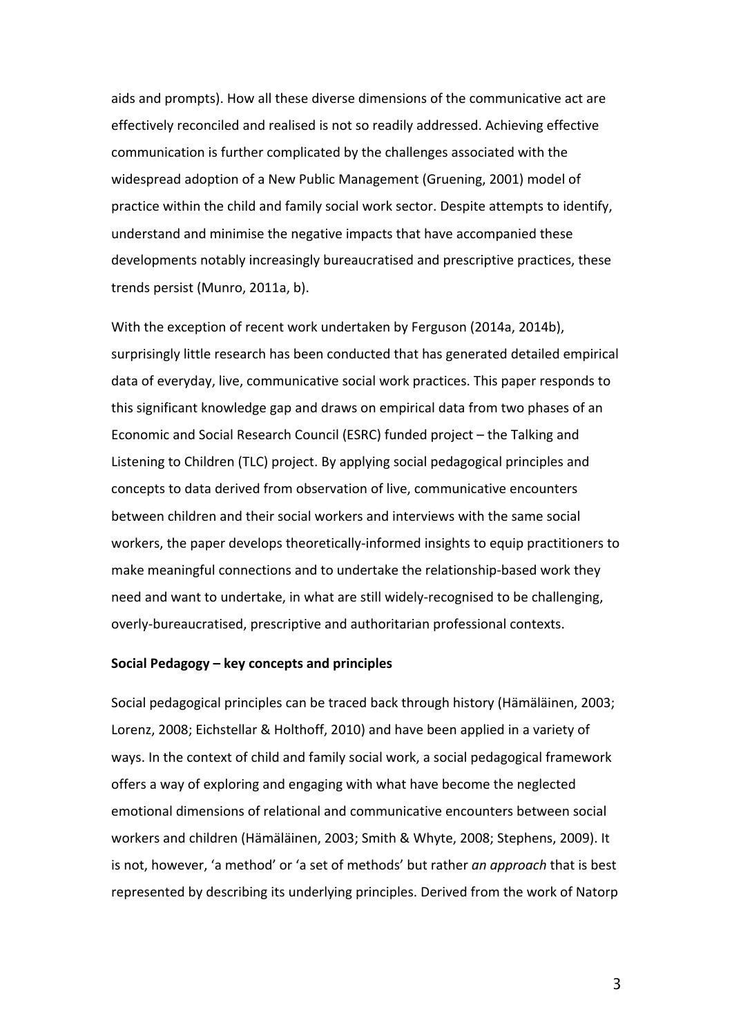aids and prompts). How all these diverse dimensions of the communicative act are effectively reconciled and realised is not so readily addressed. Achieving effective communication is further complicated by the challenges associated with the widespread adoption of a New Public Management (Gruening, 2001) model of practice within the child and family social work sector. Despite attempts to identify, understand and minimise the negative impacts that have accompanied these developments notably increasingly bureaucratised and prescriptive practices, these trends persist (Munro, 2011a, b).

With the exception of recent work undertaken by Ferguson (2014a, 2014b), surprisingly little research has been conducted that has generated detailed empirical data of everyday, live, communicative social work practices. This paper responds to this significant knowledge gap and draws on empirical data from two phases of an Economic and Social Research Council (ESRC) funded project – the Talking and Listening to Children (TLC) project. By applying social pedagogical principles and concepts to data derived from observation of live, communicative encounters between children and their social workers and interviews with the same social workers, the paper develops theoretically-informed insights to equip practitioners to make meaningful connections and to undertake the relationship-based work they need and want to undertake, in what are still widely-recognised to be challenging, overly-bureaucratised, prescriptive and authoritarian professional contexts.

**Social Pedagogy – key concepts and principles**

Social pedagogical principles can be traced back through history (Hämäläinen, 2003; Lorenz, 2008; Eichstellar & Holthoff, 2010) and have been applied in a variety of ways. In the context of child and family social work, a social pedagogical framework offers a way of exploring and engaging with what have become the neglected emotional dimensions of relational and communicative encounters between social workers and children (Hämäläinen, 2003; Smith & Whyte, 2008; Stephens, 2009). It is not, however, 'a method' or 'a set of methods' but rather *an approach* that is best represented by describing its underlying principles. Derived from the work of Natorp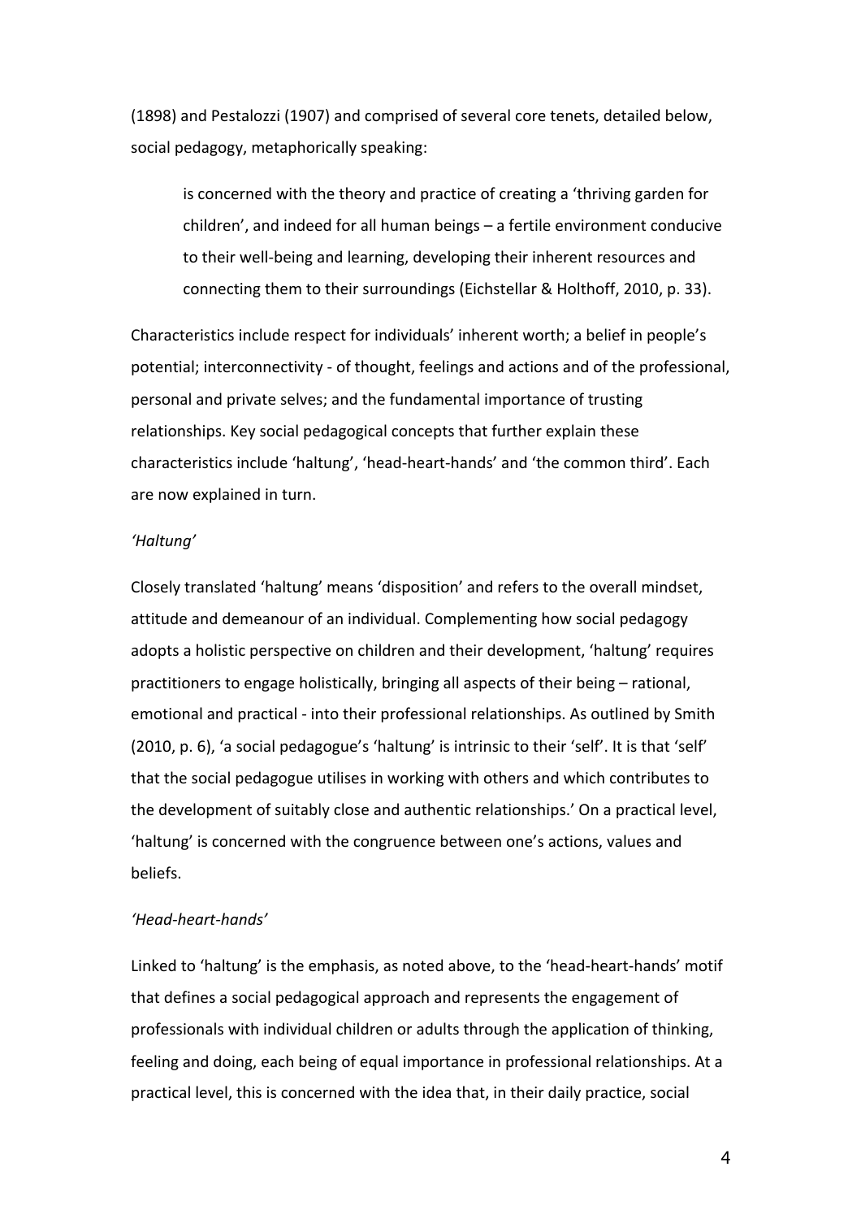(1898) and Pestalozzi (1907) and comprised of several core tenets, detailed below, social pedagogy, metaphorically speaking:

> is concerned with the theory and practice of creating a 'thriving garden for children', and indeed for all human beings – a fertile environment conducive to their well-being and learning, developing their inherent resources and connecting them to their surroundings (Eichstellar & Holthoff, 2010, p. 33).

Characteristics include respect for individuals' inherent worth; a belief in people's potential; interconnectivity - of thought, feelings and actions and of the professional, personal and private selves; and the fundamental importance of trusting relationships. Key social pedagogical concepts that further explain these characteristics include 'haltung', 'head-heart-hands' and 'the common third'. Each are now explained in turn.

*'Haltung'*

Closely translated 'haltung' means 'disposition' and refers to the overall mindset, attitude and demeanour of an individual. Complementing how social pedagogy adopts a holistic perspective on children and their development, 'haltung' requires practitioners to engage holistically, bringing all aspects of their being – rational, emotional and practical - into their professional relationships. As outlined by Smith (2010, p. 6), 'a social pedagogue's 'haltung' is intrinsic to their 'self'. It is that 'self' that the social pedagogue utilises in working with others and which contributes to the development of suitably close and authentic relationships.' On a practical level, 'haltung' is concerned with the congruence between one's actions, values and beliefs.

*'Head-heart-hands'*

Linked to 'haltung' is the emphasis, as noted above, to the 'head-heart-hands' motif that defines a social pedagogical approach and represents the engagement of professionals with individual children or adults through the application of thinking, feeling and doing, each being of equal importance in professional relationships. At a practical level, this is concerned with the idea that, in their daily practice, social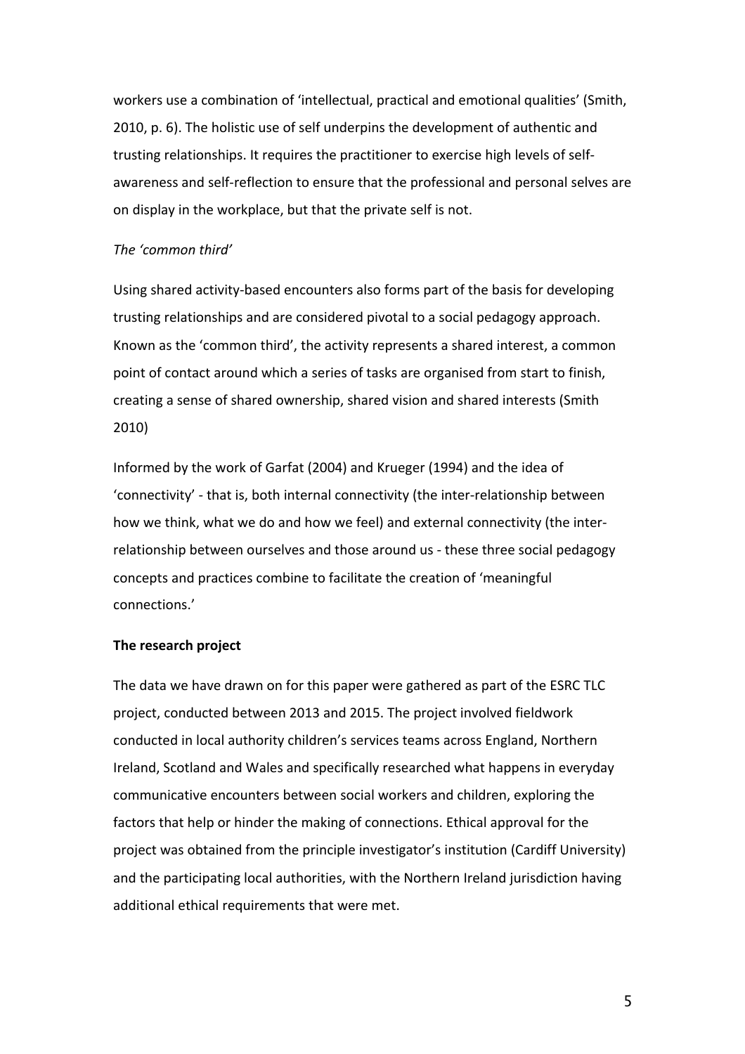workers use a combination of 'intellectual, practical and emotional qualities' (Smith, 2010, p. 6). The holistic use of self underpins the development of authentic and trusting relationships. It requires the practitioner to exercise high levels of self-awareness and self-reflection to ensure that the professional and personal selves are on display in the workplace, but that the private self is not.

*The 'common third'*

Using shared activity-based encounters also forms part of the basis for developing trusting relationships and are considered pivotal to a social pedagogy approach. Known as the 'common third', the activity represents a shared interest, a common point of contact around which a series of tasks are organised from start to finish, creating a sense of shared ownership, shared vision and shared interests (Smith 2010)

Informed by the work of Garfat (2004) and Krueger (1994) and the idea of 'connectivity' - that is, both internal connectivity (the inter-relationship between how we think, what we do and how we feel) and external connectivity (the inter-relationship between ourselves and those around us - these three social pedagogy concepts and practices combine to facilitate the creation of 'meaningful connections.'

**The research project**

The data we have drawn on for this paper were gathered as part of the ESRC TLC project, conducted between 2013 and 2015. The project involved fieldwork conducted in local authority children's services teams across England, Northern Ireland, Scotland and Wales and specifically researched what happens in everyday communicative encounters between social workers and children, exploring the factors that help or hinder the making of connections. Ethical approval for the project was obtained from the principle investigator's institution (Cardiff University) and the participating local authorities, with the Northern Ireland jurisdiction having additional ethical requirements that were met.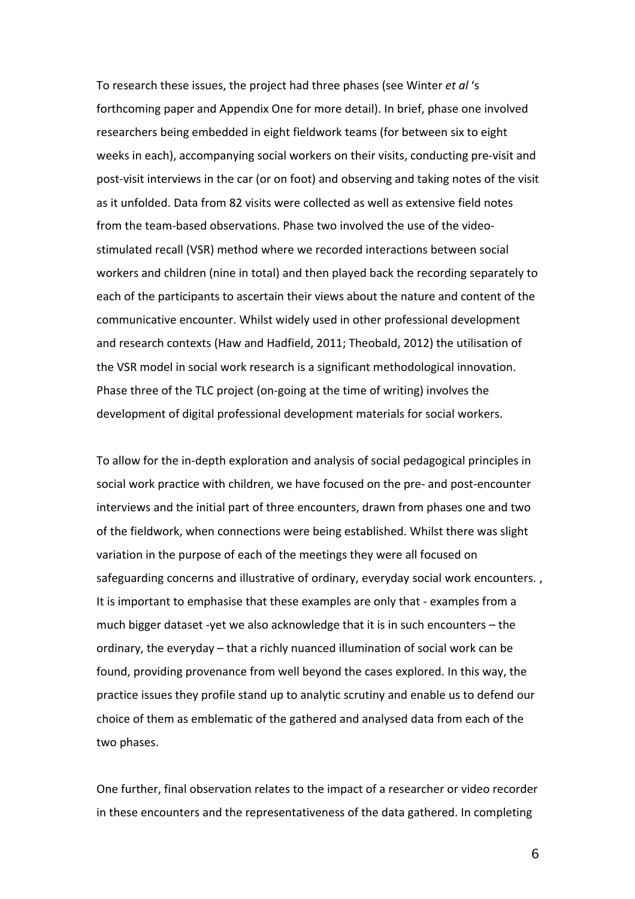To research these issues, the project had three phases (see Winter *et al* 's forthcoming paper and Appendix One for more detail). In brief, phase one involved researchers being embedded in eight fieldwork teams (for between six to eight weeks in each), accompanying social workers on their visits, conducting pre-visit and post-visit interviews in the car (or on foot) and observing and taking notes of the visit as it unfolded. Data from 82 visits were collected as well as extensive field notes from the team-based observations. Phase two involved the use of the video-stimulated recall (VSR) method where we recorded interactions between social workers and children (nine in total) and then played back the recording separately to each of the participants to ascertain their views about the nature and content of the communicative encounter. Whilst widely used in other professional development and research contexts (Haw and Hadfield, 2011; Theobald, 2012) the utilisation of the VSR model in social work research is a significant methodological innovation. Phase three of the TLC project (on-going at the time of writing) involves the development of digital professional development materials for social workers.

To allow for the in-depth exploration and analysis of social pedagogical principles in social work practice with children, we have focused on the pre- and post-encounter interviews and the initial part of three encounters, drawn from phases one and two of the fieldwork, when connections were being established. Whilst there was slight variation in the purpose of each of the meetings they were all focused on safeguarding concerns and illustrative of ordinary, everyday social work encounters. , It is important to emphasise that these examples are only that - examples from a much bigger dataset -yet we also acknowledge that it is in such encounters – the ordinary, the everyday – that a richly nuanced illumination of social work can be found, providing provenance from well beyond the cases explored. In this way, the practice issues they profile stand up to analytic scrutiny and enable us to defend our choice of them as emblematic of the gathered and analysed data from each of the two phases.

One further, final observation relates to the impact of a researcher or video recorder in these encounters and the representativeness of the data gathered. In completing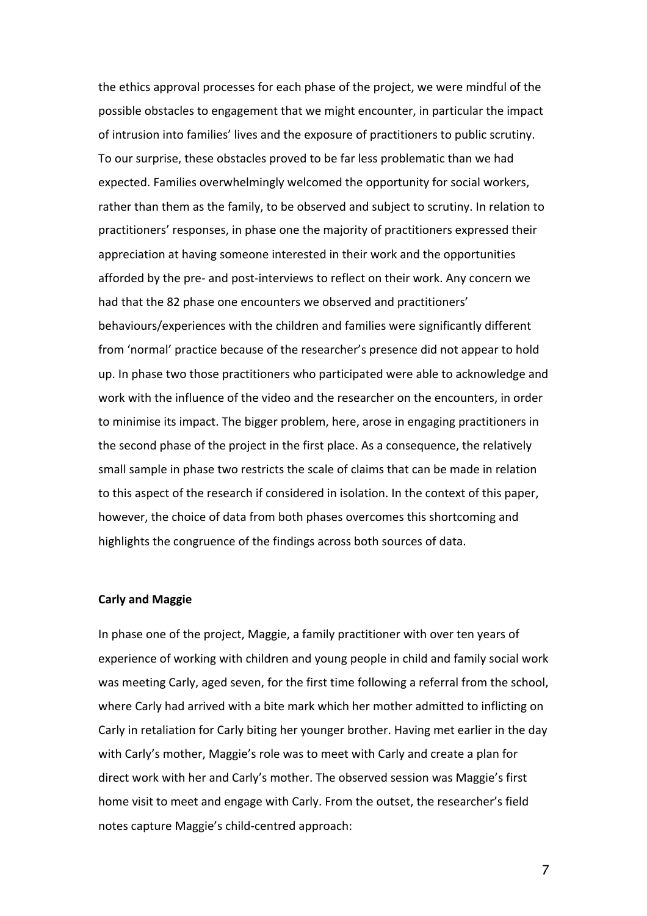the ethics approval processes for each phase of the project, we were mindful of the possible obstacles to engagement that we might encounter, in particular the impact of intrusion into families' lives and the exposure of practitioners to public scrutiny. To our surprise, these obstacles proved to be far less problematic than we had expected. Families overwhelmingly welcomed the opportunity for social workers, rather than them as the family, to be observed and subject to scrutiny. In relation to practitioners' responses, in phase one the majority of practitioners expressed their appreciation at having someone interested in their work and the opportunities afforded by the pre- and post-interviews to reflect on their work. Any concern we had that the 82 phase one encounters we observed and practitioners' behaviours/experiences with the children and families were significantly different from 'normal' practice because of the researcher's presence did not appear to hold up. In phase two those practitioners who participated were able to acknowledge and work with the influence of the video and the researcher on the encounters, in order to minimise its impact. The bigger problem, here, arose in engaging practitioners in the second phase of the project in the first place. As a consequence, the relatively small sample in phase two restricts the scale of claims that can be made in relation to this aspect of the research if considered in isolation. In the context of this paper, however, the choice of data from both phases overcomes this shortcoming and highlights the congruence of the findings across both sources of data.

**Carly and Maggie**

In phase one of the project, Maggie, a family practitioner with over ten years of experience of working with children and young people in child and family social work was meeting Carly, aged seven, for the first time following a referral from the school, where Carly had arrived with a bite mark which her mother admitted to inflicting on Carly in retaliation for Carly biting her younger brother. Having met earlier in the day with Carly's mother, Maggie's role was to meet with Carly and create a plan for direct work with her and Carly's mother. The observed session was Maggie's first home visit to meet and engage with Carly. From the outset, the researcher's field notes capture Maggie's child-centred approach: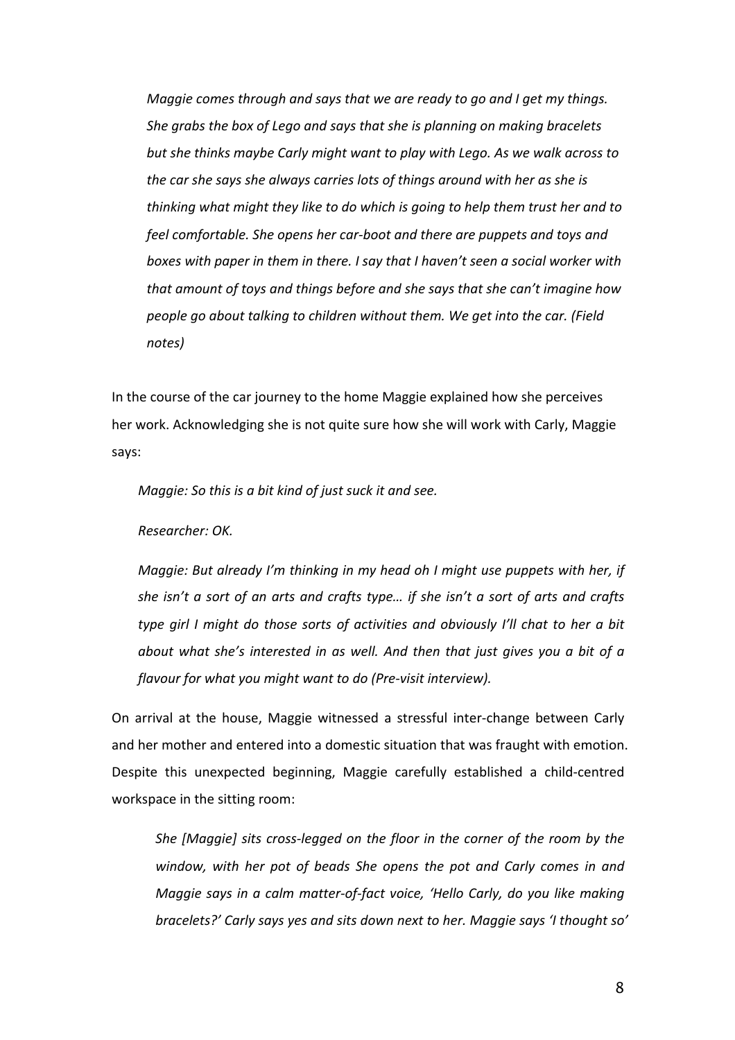*Maggie comes through and says that we are ready to go and I get my things. She grabs the box of Lego and says that she is planning on making bracelets but she thinks maybe Carly might want to play with Lego. As we walk across to the car she says she always carries lots of things around with her as she is thinking what might they like to do which is going to help them trust her and to feel comfortable. She opens her car-boot and there are puppets and toys and boxes with paper in them in there. I say that I haven't seen a social worker with that amount of toys and things before and she says that she can't imagine how people go about talking to children without them. We get into the car. (Field notes)*

In the course of the car journey to the home Maggie explained how she perceives her work. Acknowledging she is not quite sure how she will work with Carly, Maggie says:

*Maggie: So this is a bit kind of just suck it and see.*

*Researcher: OK.*

*Maggie: But already I'm thinking in my head oh I might use puppets with her, if she isn't a sort of an arts and crafts type… if she isn't a sort of arts and crafts type girl I might do those sorts of activities and obviously I'll chat to her a bit about what she's interested in as well. And then that just gives you a bit of a flavour for what you might want to do (Pre-visit interview).*

On arrival at the house, Maggie witnessed a stressful inter-change between Carly and her mother and entered into a domestic situation that was fraught with emotion. Despite this unexpected beginning, Maggie carefully established a child-centred workspace in the sitting room:

*She [Maggie] sits cross-legged on the floor in the corner of the room by the window, with her pot of beads She opens the pot and Carly comes in and Maggie says in a calm matter-of-fact voice, 'Hello Carly, do you like making bracelets?' Carly says yes and sits down next to her. Maggie says 'I thought so'*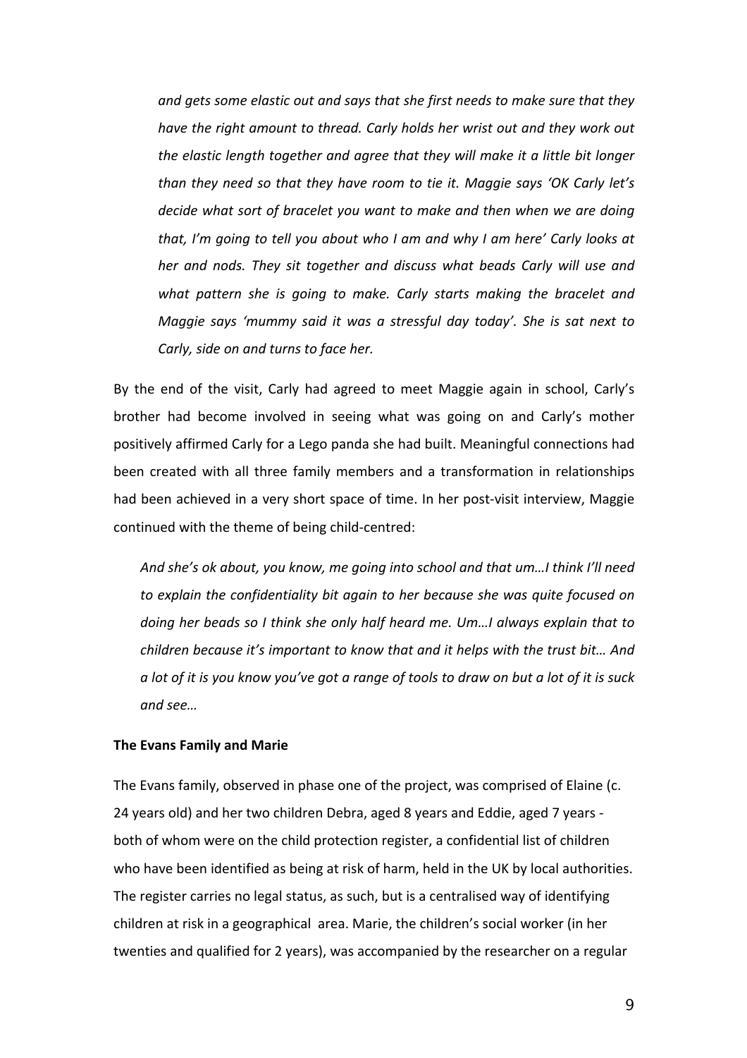*and gets some elastic out and says that she first needs to make sure that they have the right amount to thread. Carly holds her wrist out and they work out the elastic length together and agree that they will make it a little bit longer than they need so that they have room to tie it. Maggie says 'OK Carly let's decide what sort of bracelet you want to make and then when we are doing that, I'm going to tell you about who I am and why I am here' Carly looks at her and nods. They sit together and discuss what beads Carly will use and what pattern she is going to make. Carly starts making the bracelet and Maggie says 'mummy said it was a stressful day today'. She is sat next to Carly, side on and turns to face her.*

By the end of the visit, Carly had agreed to meet Maggie again in school, Carly's brother had become involved in seeing what was going on and Carly's mother positively affirmed Carly for a Lego panda she had built. Meaningful connections had been created with all three family members and a transformation in relationships had been achieved in a very short space of time. In her post-visit interview, Maggie continued with the theme of being child-centred:

*And she's ok about, you know, me going into school and that um…I think I'll need to explain the confidentiality bit again to her because she was quite focused on doing her beads so I think she only half heard me. Um…I always explain that to children because it's important to know that and it helps with the trust bit… And a lot of it is you know you've got a range of tools to draw on but a lot of it is suck and see…*

**The Evans Family and Marie**

The Evans family, observed in phase one of the project, was comprised of Elaine (c. 24 years old) and her two children Debra, aged 8 years and Eddie, aged 7 years - both of whom were on the child protection register, a confidential list of children who have been identified as being at risk of harm, held in the UK by local authorities. The register carries no legal status, as such, but is a centralised way of identifying children at risk in a geographical area. Marie, the children's social worker (in her twenties and qualified for 2 years), was accompanied by the researcher on a regular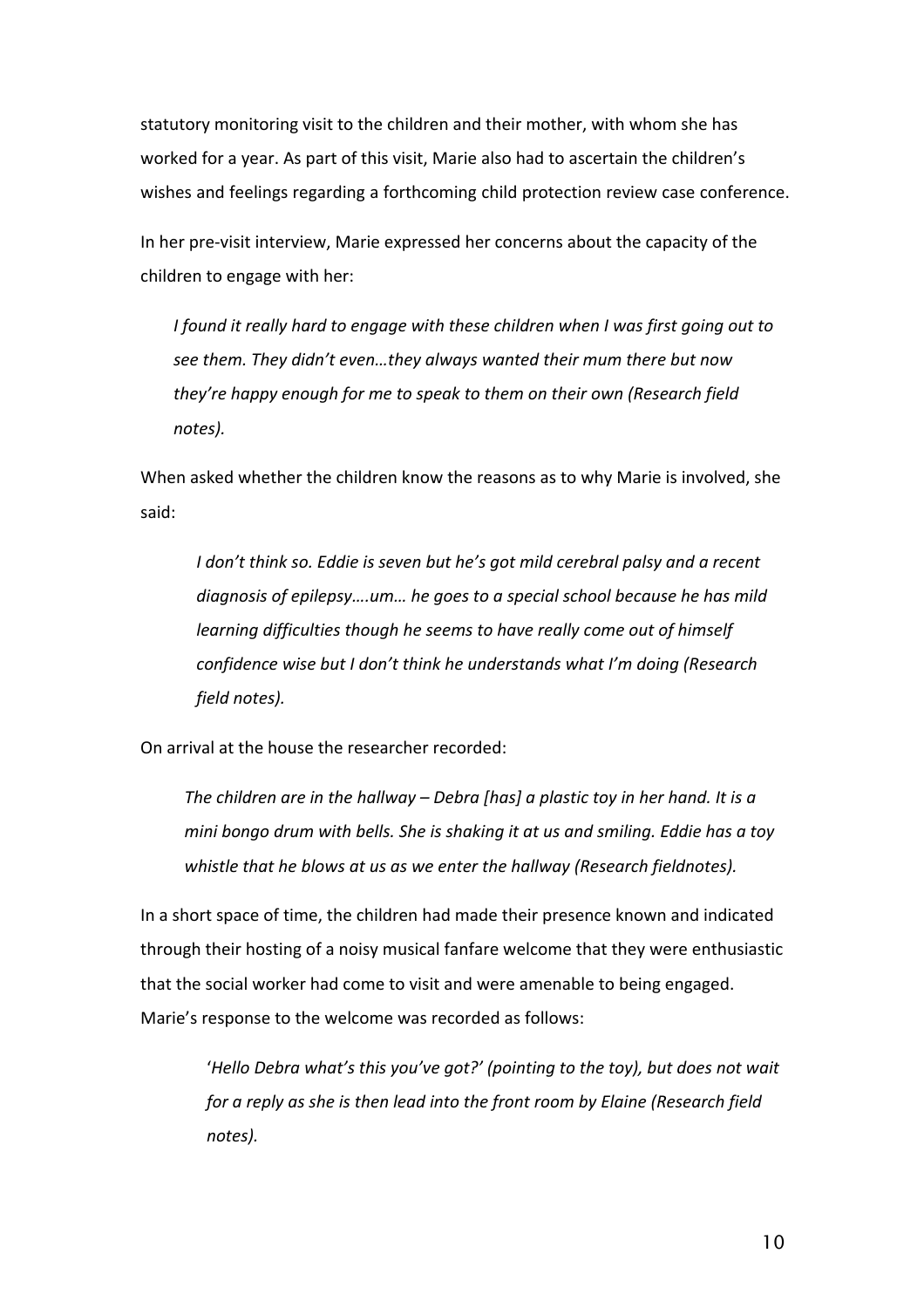statutory monitoring visit to the children and their mother, with whom she has worked for a year. As part of this visit, Marie also had to ascertain the children's wishes and feelings regarding a forthcoming child protection review case conference.

In her pre-visit interview, Marie expressed her concerns about the capacity of the children to engage with her:

> *I found it really hard to engage with these children when I was first going out to see them. They didn't even…they always wanted their mum there but now they're happy enough for me to speak to them on their own (Research field notes).*

When asked whether the children know the reasons as to why Marie is involved, she said:

> *I don't think so. Eddie is seven but he's got mild cerebral palsy and a recent diagnosis of epilepsy….um… he goes to a special school because he has mild learning difficulties though he seems to have really come out of himself confidence wise but I don't think he understands what I'm doing (Research field notes).*

On arrival at the house the researcher recorded:

> *The children are in the hallway – Debra [has] a plastic toy in her hand. It is a mini bongo drum with bells. She is shaking it at us and smiling. Eddie has a toy whistle that he blows at us as we enter the hallway (Research fieldnotes).*

In a short space of time, the children had made their presence known and indicated through their hosting of a noisy musical fanfare welcome that they were enthusiastic that the social worker had come to visit and were amenable to being engaged. Marie's response to the welcome was recorded as follows:

> '*Hello Debra what's this you've got?' (pointing to the toy), but does not wait for a reply as she is then lead into the front room by Elaine (Research field notes).*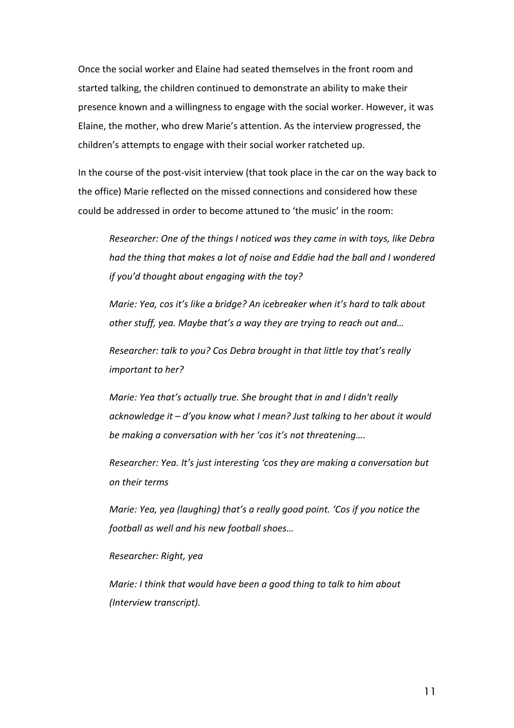Once the social worker and Elaine had seated themselves in the front room and started talking, the children continued to demonstrate an ability to make their presence known and a willingness to engage with the social worker. However, it was Elaine, the mother, who drew Marie's attention. As the interview progressed, the children's attempts to engage with their social worker ratcheted up.

In the course of the post-visit interview (that took place in the car on the way back to the office) Marie reflected on the missed connections and considered how these could be addressed in order to become attuned to 'the music' in the room:

> *Researcher: One of the things I noticed was they came in with toys, like Debra had the thing that makes a lot of noise and Eddie had the ball and I wondered if you'd thought about engaging with the toy?*
>
> *Marie: Yea, cos it's like a bridge? An icebreaker when it's hard to talk about other stuff, yea. Maybe that's a way they are trying to reach out and…*
>
> *Researcher: talk to you? Cos Debra brought in that little toy that's really important to her?*
>
> *Marie: Yea that's actually true. She brought that in and I didn't really acknowledge it – d'you know what I mean? Just talking to her about it would be making a conversation with her 'cos it's not threatening….*
>
> *Researcher: Yea. It's just interesting 'cos they are making a conversation but on their terms*
>
> *Marie: Yea, yea (laughing) that's a really good point. 'Cos if you notice the football as well and his new football shoes…*
>
> *Researcher: Right, yea*
>
> *Marie: I think that would have been a good thing to talk to him about (Interview transcript).*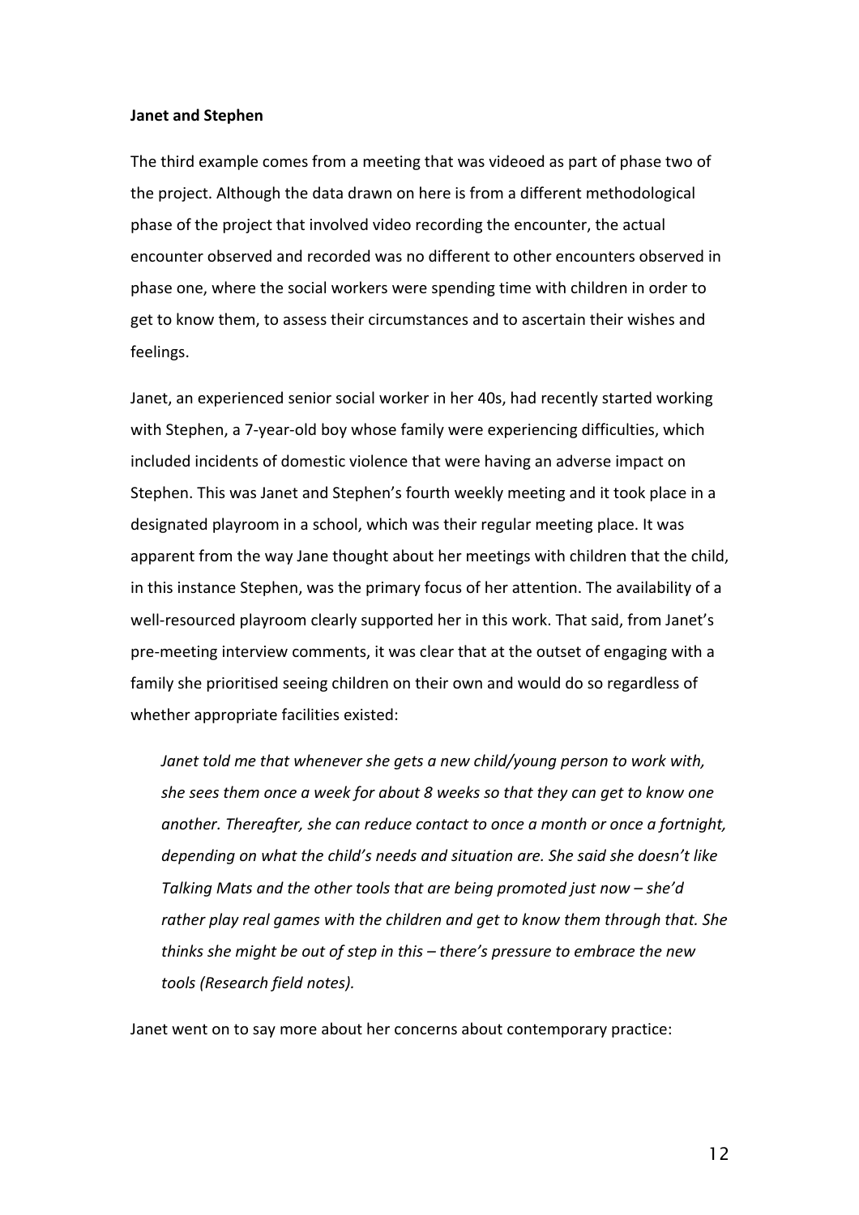**Janet and Stephen**

The third example comes from a meeting that was videoed as part of phase two of the project. Although the data drawn on here is from a different methodological phase of the project that involved video recording the encounter, the actual encounter observed and recorded was no different to other encounters observed in phase one, where the social workers were spending time with children in order to get to know them, to assess their circumstances and to ascertain their wishes and feelings.

Janet, an experienced senior social worker in her 40s, had recently started working with Stephen, a 7-year-old boy whose family were experiencing difficulties, which included incidents of domestic violence that were having an adverse impact on Stephen. This was Janet and Stephen's fourth weekly meeting and it took place in a designated playroom in a school, which was their regular meeting place. It was apparent from the way Jane thought about her meetings with children that the child, in this instance Stephen, was the primary focus of her attention. The availability of a well-resourced playroom clearly supported her in this work. That said, from Janet's pre-meeting interview comments, it was clear that at the outset of engaging with a family she prioritised seeing children on their own and would do so regardless of whether appropriate facilities existed:

> *Janet told me that whenever she gets a new child/young person to work with, she sees them once a week for about 8 weeks so that they can get to know one another. Thereafter, she can reduce contact to once a month or once a fortnight, depending on what the child's needs and situation are. She said she doesn't like Talking Mats and the other tools that are being promoted just now – she'd rather play real games with the children and get to know them through that. She thinks she might be out of step in this – there's pressure to embrace the new tools (Research field notes).*

Janet went on to say more about her concerns about contemporary practice: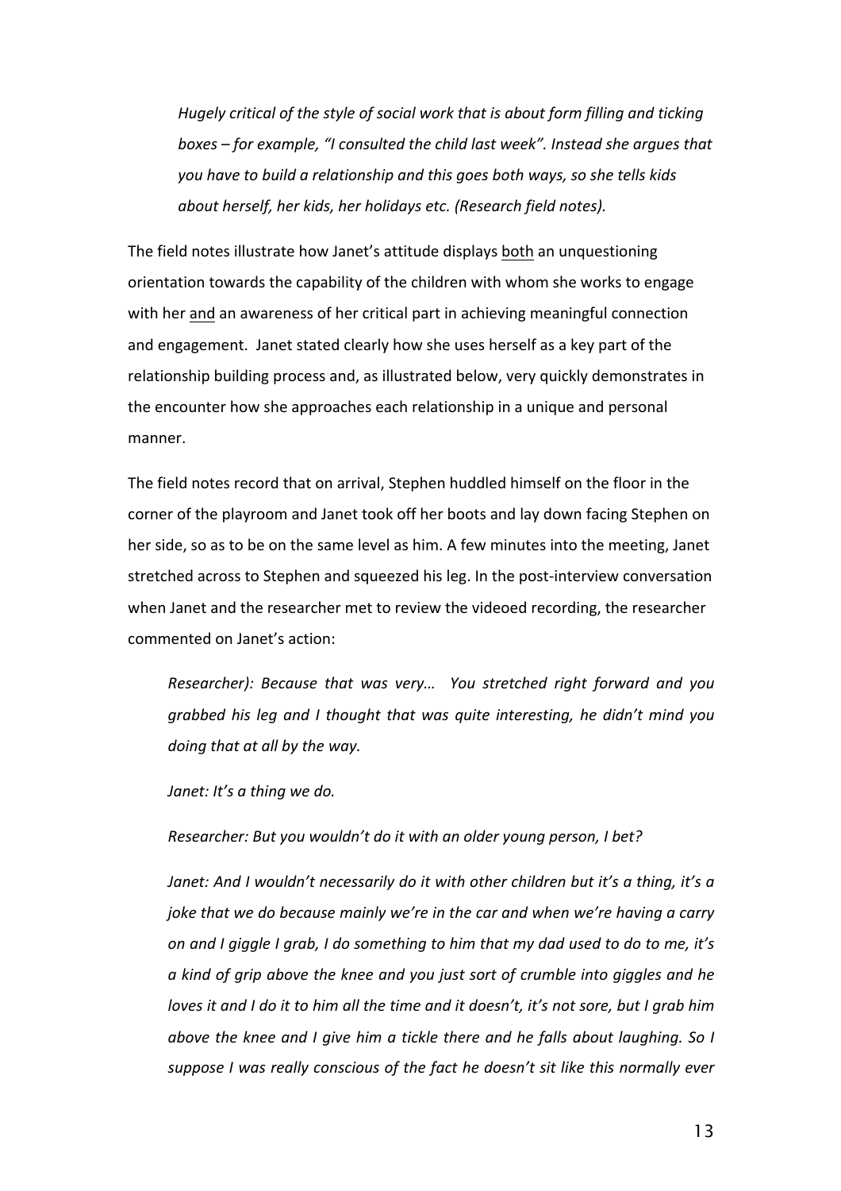*Hugely critical of the style of social work that is about form filling and ticking boxes – for example, "I consulted the child last week". Instead she argues that you have to build a relationship and this goes both ways, so she tells kids about herself, her kids, her holidays etc. (Research field notes).*

The field notes illustrate how Janet's attitude displays both an unquestioning orientation towards the capability of the children with whom she works to engage with her and an awareness of her critical part in achieving meaningful connection and engagement. Janet stated clearly how she uses herself as a key part of the relationship building process and, as illustrated below, very quickly demonstrates in the encounter how she approaches each relationship in a unique and personal manner.

The field notes record that on arrival, Stephen huddled himself on the floor in the corner of the playroom and Janet took off her boots and lay down facing Stephen on her side, so as to be on the same level as him. A few minutes into the meeting, Janet stretched across to Stephen and squeezed his leg. In the post-interview conversation when Janet and the researcher met to review the videoed recording, the researcher commented on Janet's action:

*Researcher): Because that was very… You stretched right forward and you grabbed his leg and I thought that was quite interesting, he didn't mind you doing that at all by the way.*

*Janet: It's a thing we do.*

*Researcher: But you wouldn't do it with an older young person, I bet?*

*Janet: And I wouldn't necessarily do it with other children but it's a thing, it's a joke that we do because mainly we're in the car and when we're having a carry on and I giggle I grab, I do something to him that my dad used to do to me, it's a kind of grip above the knee and you just sort of crumble into giggles and he loves it and I do it to him all the time and it doesn't, it's not sore, but I grab him above the knee and I give him a tickle there and he falls about laughing. So I suppose I was really conscious of the fact he doesn't sit like this normally ever*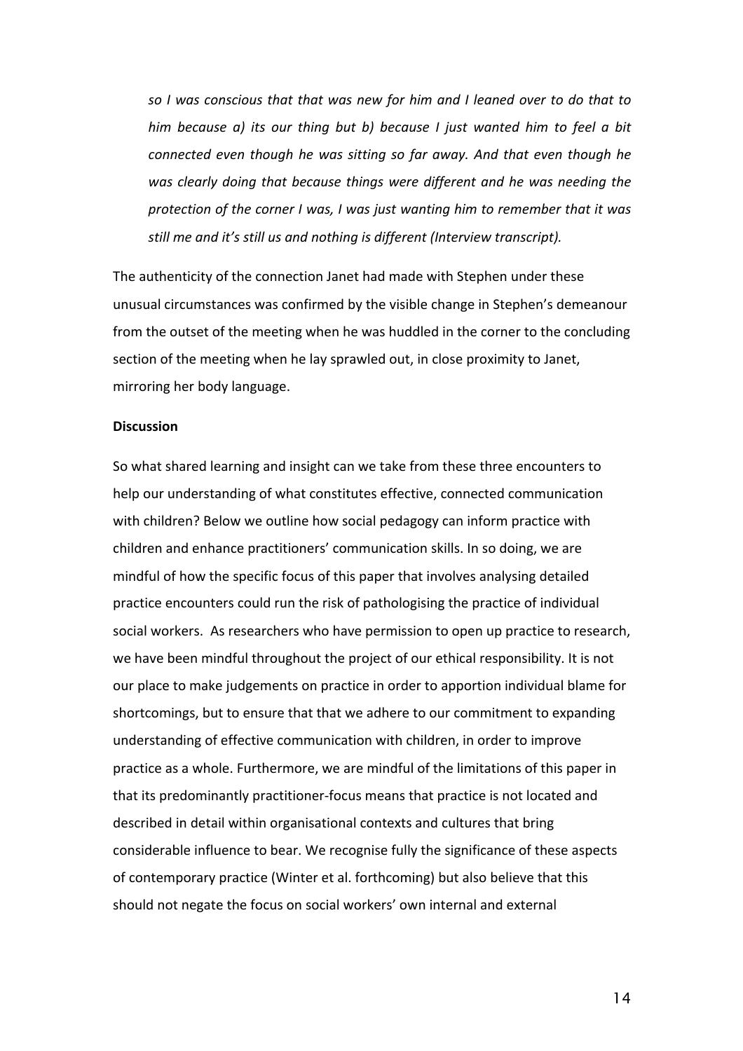*so I was conscious that that was new for him and I leaned over to do that to him because a) its our thing but b) because I just wanted him to feel a bit connected even though he was sitting so far away. And that even though he was clearly doing that because things were different and he was needing the protection of the corner I was, I was just wanting him to remember that it was still me and it's still us and nothing is different (Interview transcript).*

The authenticity of the connection Janet had made with Stephen under these unusual circumstances was confirmed by the visible change in Stephen's demeanour from the outset of the meeting when he was huddled in the corner to the concluding section of the meeting when he lay sprawled out, in close proximity to Janet, mirroring her body language.

**Discussion**

So what shared learning and insight can we take from these three encounters to help our understanding of what constitutes effective, connected communication with children? Below we outline how social pedagogy can inform practice with children and enhance practitioners' communication skills. In so doing, we are mindful of how the specific focus of this paper that involves analysing detailed practice encounters could run the risk of pathologising the practice of individual social workers. As researchers who have permission to open up practice to research, we have been mindful throughout the project of our ethical responsibility. It is not our place to make judgements on practice in order to apportion individual blame for shortcomings, but to ensure that that we adhere to our commitment to expanding understanding of effective communication with children, in order to improve practice as a whole. Furthermore, we are mindful of the limitations of this paper in that its predominantly practitioner-focus means that practice is not located and described in detail within organisational contexts and cultures that bring considerable influence to bear. We recognise fully the significance of these aspects of contemporary practice (Winter et al. forthcoming) but also believe that this should not negate the focus on social workers' own internal and external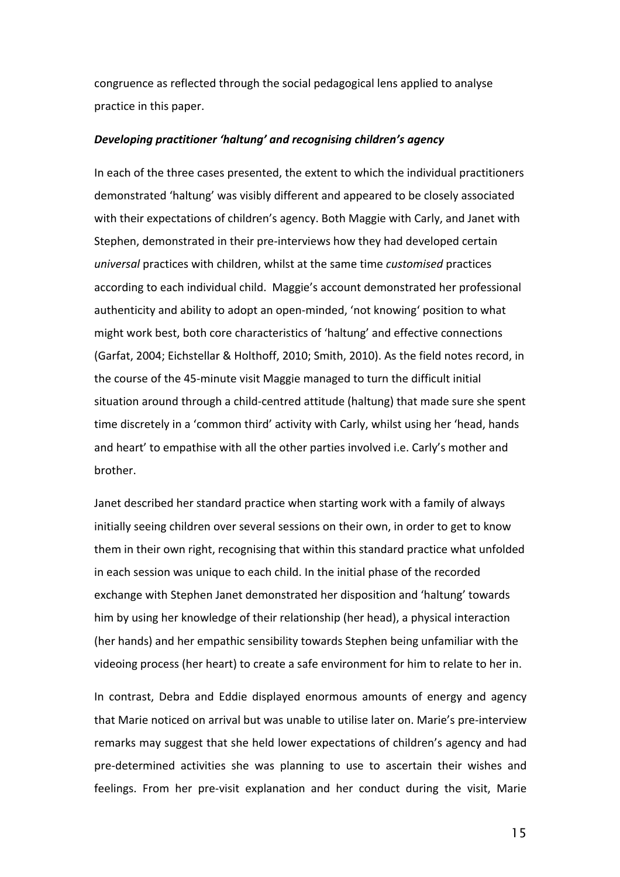congruence as reflected through the social pedagogical lens applied to analyse practice in this paper.

### ***Developing practitioner 'haltung' and recognising children's agency***

In each of the three cases presented, the extent to which the individual practitioners demonstrated 'haltung' was visibly different and appeared to be closely associated with their expectations of children's agency. Both Maggie with Carly, and Janet with Stephen, demonstrated in their pre-interviews how they had developed certain *universal* practices with children, whilst at the same time *customised* practices according to each individual child. Maggie's account demonstrated her professional authenticity and ability to adopt an open-minded, 'not knowing' position to what might work best, both core characteristics of 'haltung' and effective connections (Garfat, 2004; Eichstellar & Holthoff, 2010; Smith, 2010). As the field notes record, in the course of the 45-minute visit Maggie managed to turn the difficult initial situation around through a child-centred attitude (haltung) that made sure she spent time discretely in a 'common third' activity with Carly, whilst using her 'head, hands and heart' to empathise with all the other parties involved i.e. Carly's mother and brother.

Janet described her standard practice when starting work with a family of always initially seeing children over several sessions on their own, in order to get to know them in their own right, recognising that within this standard practice what unfolded in each session was unique to each child. In the initial phase of the recorded exchange with Stephen Janet demonstrated her disposition and 'haltung' towards him by using her knowledge of their relationship (her head), a physical interaction (her hands) and her empathic sensibility towards Stephen being unfamiliar with the videoing process (her heart) to create a safe environment for him to relate to her in.

In contrast, Debra and Eddie displayed enormous amounts of energy and agency that Marie noticed on arrival but was unable to utilise later on. Marie's pre-interview remarks may suggest that she held lower expectations of children's agency and had pre-determined activities she was planning to use to ascertain their wishes and feelings. From her pre-visit explanation and her conduct during the visit, Marie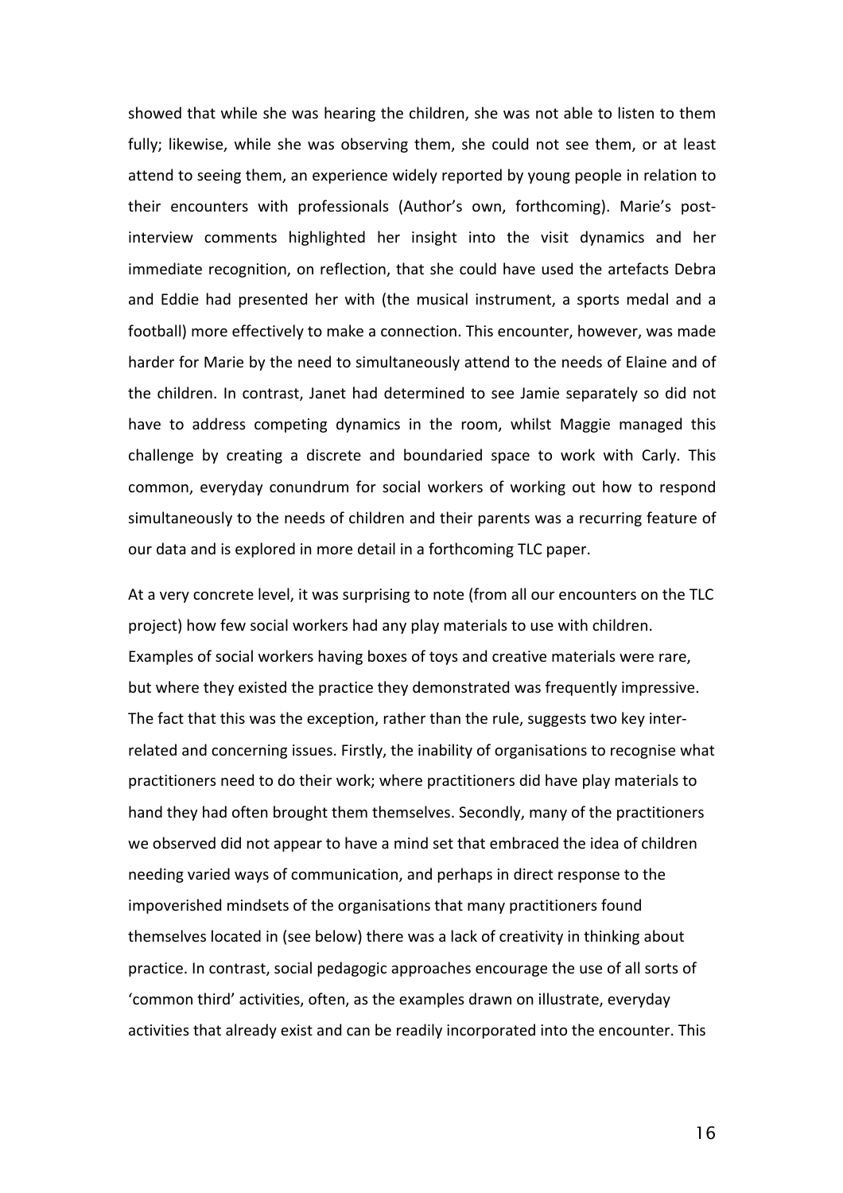showed that while she was hearing the children, she was not able to listen to them fully; likewise, while she was observing them, she could not see them, or at least attend to seeing them, an experience widely reported by young people in relation to their encounters with professionals (Author's own, forthcoming). Marie's post-interview comments highlighted her insight into the visit dynamics and her immediate recognition, on reflection, that she could have used the artefacts Debra and Eddie had presented her with (the musical instrument, a sports medal and a football) more effectively to make a connection. This encounter, however, was made harder for Marie by the need to simultaneously attend to the needs of Elaine and of the children. In contrast, Janet had determined to see Jamie separately so did not have to address competing dynamics in the room, whilst Maggie managed this challenge by creating a discrete and boundaried space to work with Carly. This common, everyday conundrum for social workers of working out how to respond simultaneously to the needs of children and their parents was a recurring feature of our data and is explored in more detail in a forthcoming TLC paper.

At a very concrete level, it was surprising to note (from all our encounters on the TLC project) how few social workers had any play materials to use with children. Examples of social workers having boxes of toys and creative materials were rare, but where they existed the practice they demonstrated was frequently impressive. The fact that this was the exception, rather than the rule, suggests two key inter-related and concerning issues. Firstly, the inability of organisations to recognise what practitioners need to do their work; where practitioners did have play materials to hand they had often brought them themselves. Secondly, many of the practitioners we observed did not appear to have a mind set that embraced the idea of children needing varied ways of communication, and perhaps in direct response to the impoverished mindsets of the organisations that many practitioners found themselves located in (see below) there was a lack of creativity in thinking about practice. In contrast, social pedagogic approaches encourage the use of all sorts of 'common third' activities, often, as the examples drawn on illustrate, everyday activities that already exist and can be readily incorporated into the encounter. This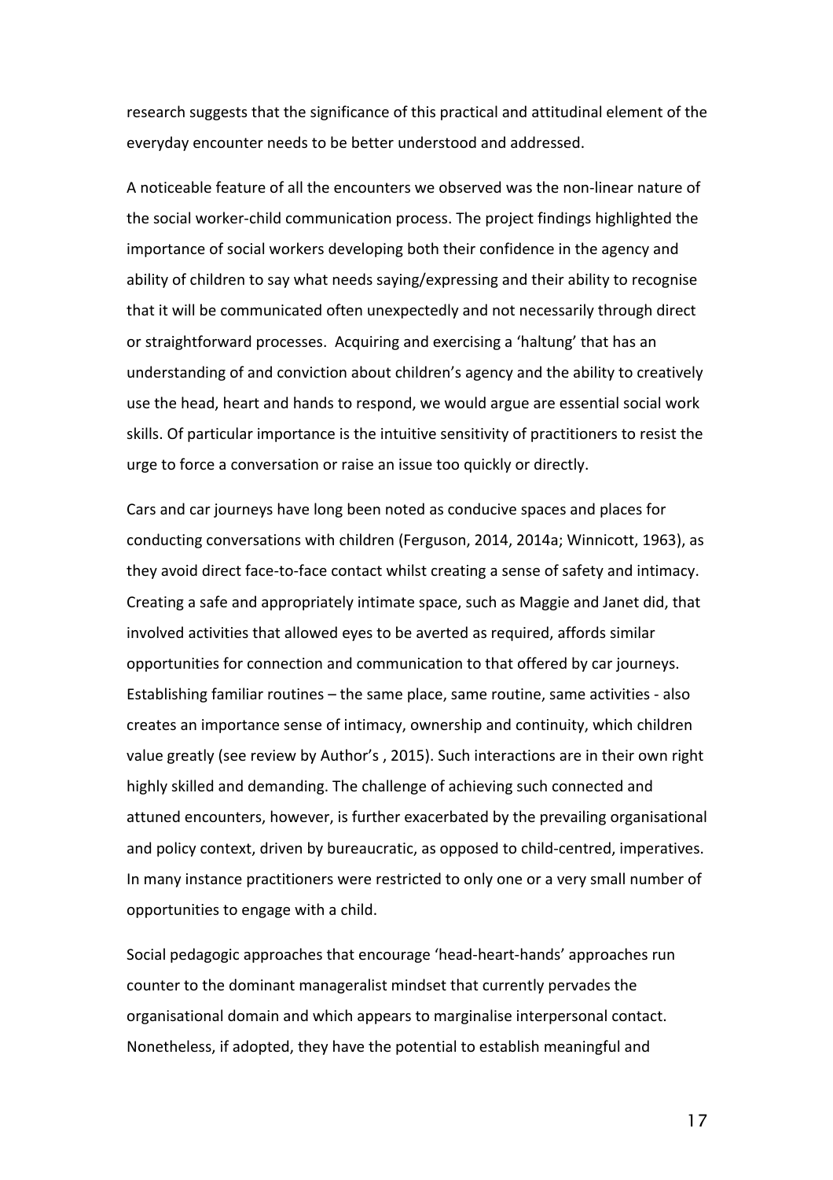research suggests that the significance of this practical and attitudinal element of the everyday encounter needs to be better understood and addressed.

A noticeable feature of all the encounters we observed was the non-linear nature of the social worker-child communication process. The project findings highlighted the importance of social workers developing both their confidence in the agency and ability of children to say what needs saying/expressing and their ability to recognise that it will be communicated often unexpectedly and not necessarily through direct or straightforward processes. Acquiring and exercising a 'haltung' that has an understanding of and conviction about children's agency and the ability to creatively use the head, heart and hands to respond, we would argue are essential social work skills. Of particular importance is the intuitive sensitivity of practitioners to resist the urge to force a conversation or raise an issue too quickly or directly.

Cars and car journeys have long been noted as conducive spaces and places for conducting conversations with children (Ferguson, 2014, 2014a; Winnicott, 1963), as they avoid direct face-to-face contact whilst creating a sense of safety and intimacy. Creating a safe and appropriately intimate space, such as Maggie and Janet did, that involved activities that allowed eyes to be averted as required, affords similar opportunities for connection and communication to that offered by car journeys. Establishing familiar routines – the same place, same routine, same activities - also creates an importance sense of intimacy, ownership and continuity, which children value greatly (see review by Author's , 2015). Such interactions are in their own right highly skilled and demanding. The challenge of achieving such connected and attuned encounters, however, is further exacerbated by the prevailing organisational and policy context, driven by bureaucratic, as opposed to child-centred, imperatives. In many instance practitioners were restricted to only one or a very small number of opportunities to engage with a child.

Social pedagogic approaches that encourage 'head-heart-hands' approaches run counter to the dominant managerialist mindset that currently pervades the organisational domain and which appears to marginalise interpersonal contact. Nonetheless, if adopted, they have the potential to establish meaningful and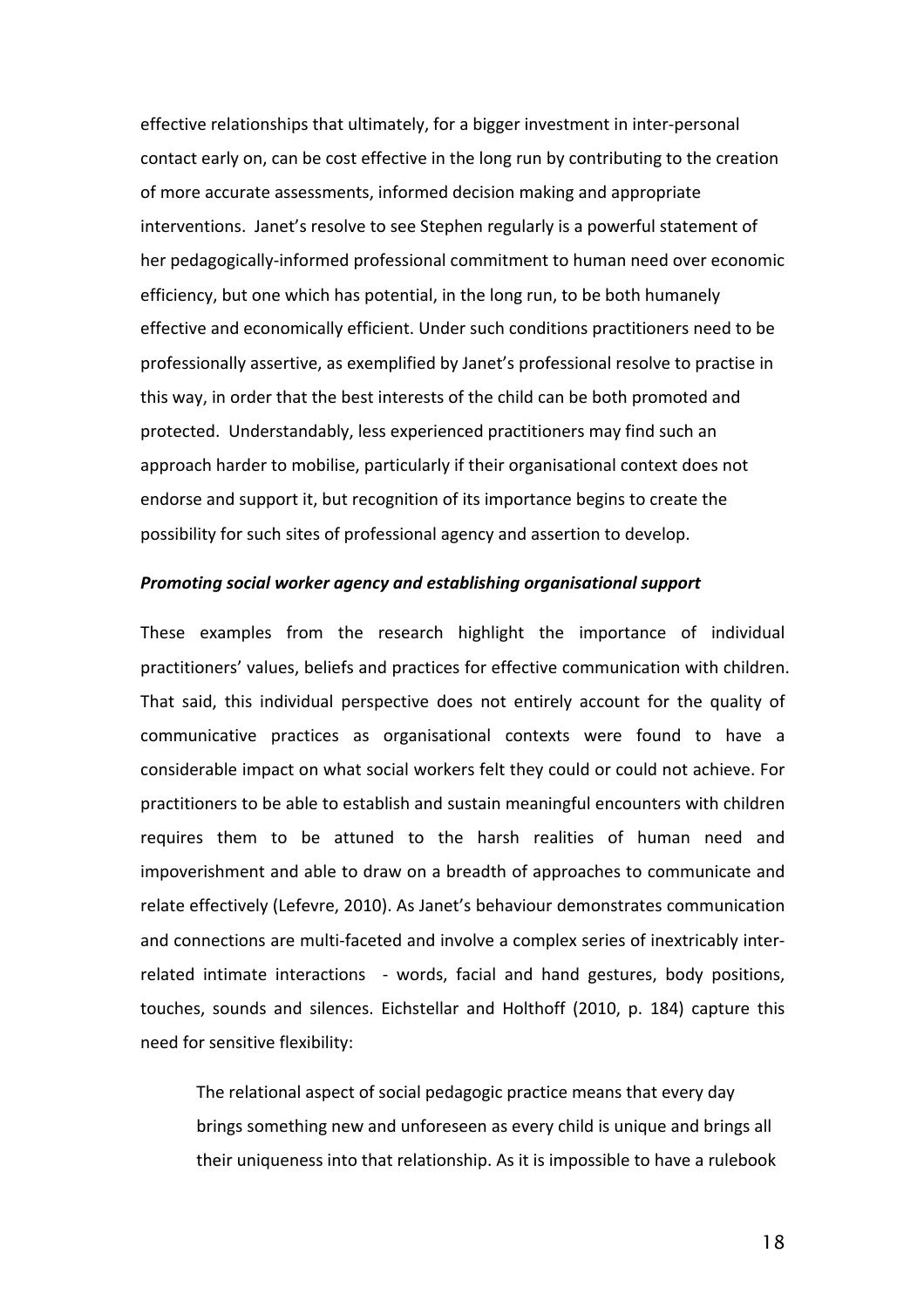effective relationships that ultimately, for a bigger investment in inter-personal contact early on, can be cost effective in the long run by contributing to the creation of more accurate assessments, informed decision making and appropriate interventions. Janet's resolve to see Stephen regularly is a powerful statement of her pedagogically-informed professional commitment to human need over economic efficiency, but one which has potential, in the long run, to be both humanely effective and economically efficient. Under such conditions practitioners need to be professionally assertive, as exemplified by Janet's professional resolve to practise in this way, in order that the best interests of the child can be both promoted and protected. Understandably, less experienced practitioners may find such an approach harder to mobilise, particularly if their organisational context does not endorse and support it, but recognition of its importance begins to create the possibility for such sites of professional agency and assertion to develop.

***Promoting social worker agency and establishing organisational support***

These examples from the research highlight the importance of individual practitioners' values, beliefs and practices for effective communication with children. That said, this individual perspective does not entirely account for the quality of communicative practices as organisational contexts were found to have a considerable impact on what social workers felt they could or could not achieve. For practitioners to be able to establish and sustain meaningful encounters with children requires them to be attuned to the harsh realities of human need and impoverishment and able to draw on a breadth of approaches to communicate and relate effectively (Lefevre, 2010). As Janet's behaviour demonstrates communication and connections are multi-faceted and involve a complex series of inextricably inter-related intimate interactions - words, facial and hand gestures, body positions, touches, sounds and silences. Eichstellar and Holthoff (2010, p. 184) capture this need for sensitive flexibility:

> The relational aspect of social pedagogic practice means that every day brings something new and unforeseen as every child is unique and brings all their uniqueness into that relationship. As it is impossible to have a rulebook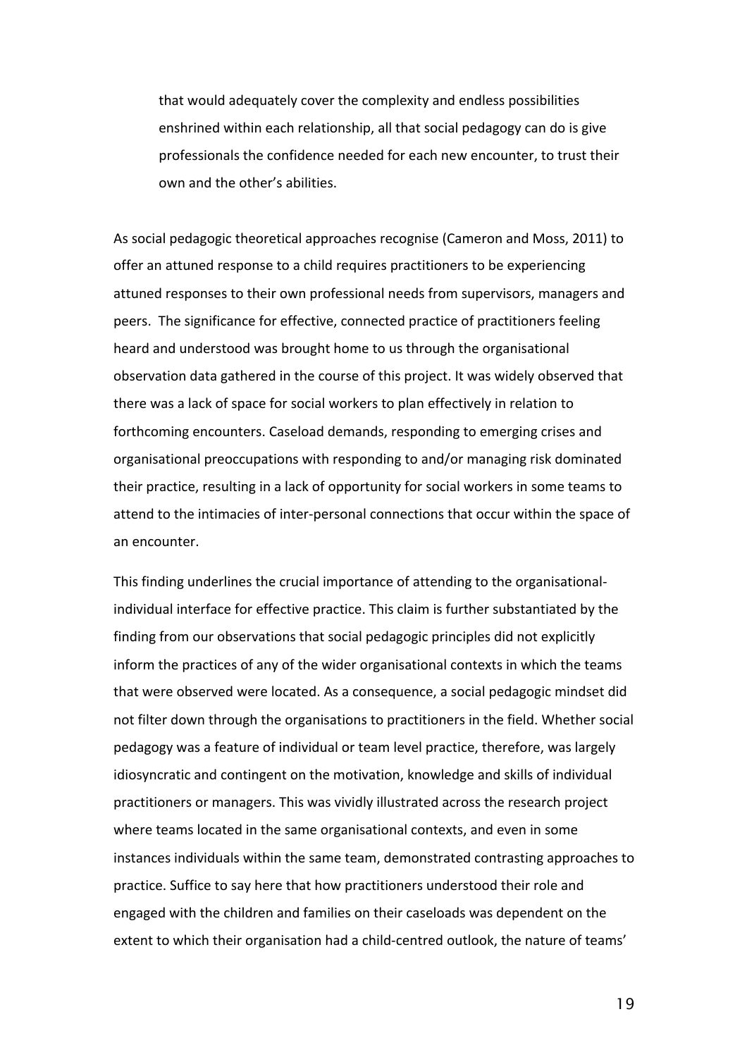> that would adequately cover the complexity and endless possibilities enshrined within each relationship, all that social pedagogy can do is give professionals the confidence needed for each new encounter, to trust their own and the other's abilities.

As social pedagogic theoretical approaches recognise (Cameron and Moss, 2011) to offer an attuned response to a child requires practitioners to be experiencing attuned responses to their own professional needs from supervisors, managers and peers. The significance for effective, connected practice of practitioners feeling heard and understood was brought home to us through the organisational observation data gathered in the course of this project. It was widely observed that there was a lack of space for social workers to plan effectively in relation to forthcoming encounters. Caseload demands, responding to emerging crises and organisational preoccupations with responding to and/or managing risk dominated their practice, resulting in a lack of opportunity for social workers in some teams to attend to the intimacies of inter-personal connections that occur within the space of an encounter.

This finding underlines the crucial importance of attending to the organisational-individual interface for effective practice. This claim is further substantiated by the finding from our observations that social pedagogic principles did not explicitly inform the practices of any of the wider organisational contexts in which the teams that were observed were located. As a consequence, a social pedagogic mindset did not filter down through the organisations to practitioners in the field. Whether social pedagogy was a feature of individual or team level practice, therefore, was largely idiosyncratic and contingent on the motivation, knowledge and skills of individual practitioners or managers. This was vividly illustrated across the research project where teams located in the same organisational contexts, and even in some instances individuals within the same team, demonstrated contrasting approaches to practice. Suffice to say here that how practitioners understood their role and engaged with the children and families on their caseloads was dependent on the extent to which their organisation had a child-centred outlook, the nature of teams'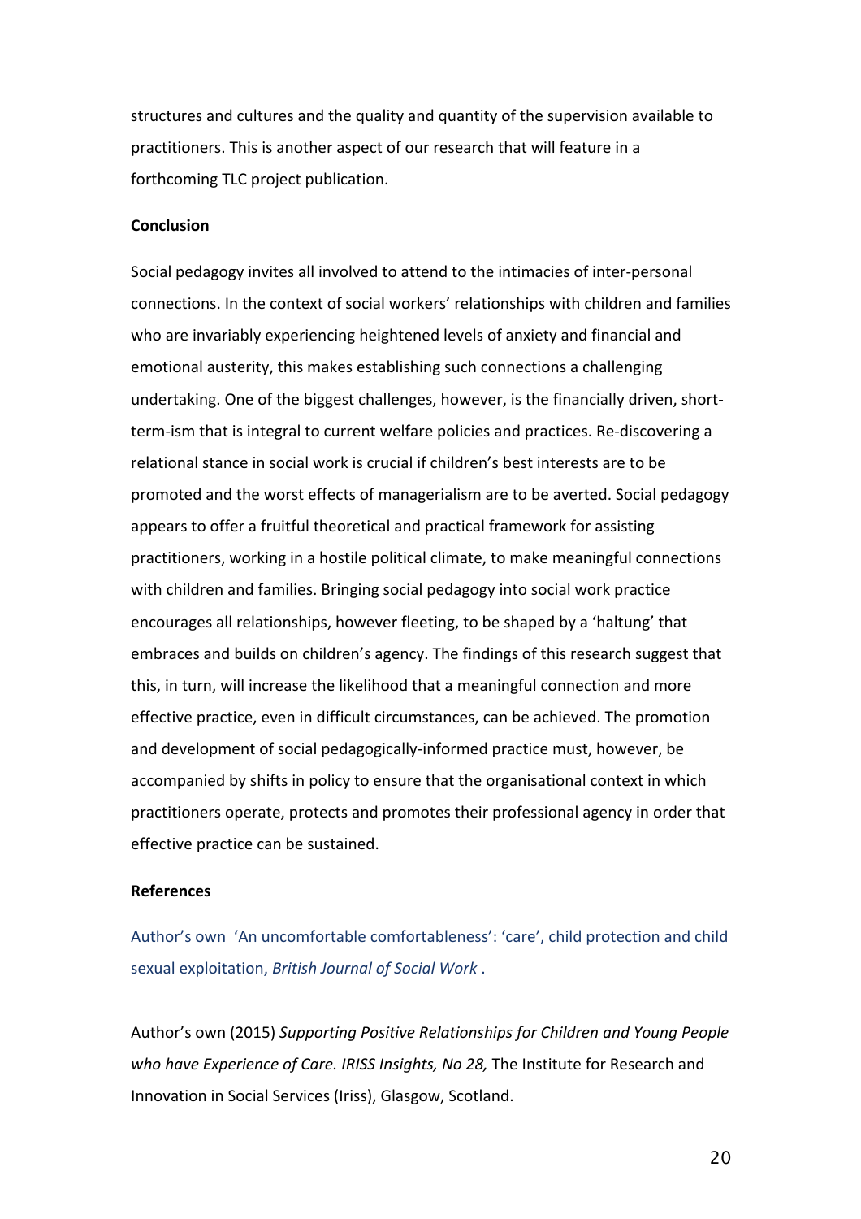structures and cultures and the quality and quantity of the supervision available to practitioners. This is another aspect of our research that will feature in a forthcoming TLC project publication.

**Conclusion**

Social pedagogy invites all involved to attend to the intimacies of inter-personal connections. In the context of social workers' relationships with children and families who are invariably experiencing heightened levels of anxiety and financial and emotional austerity, this makes establishing such connections a challenging undertaking. One of the biggest challenges, however, is the financially driven, short-term-ism that is integral to current welfare policies and practices. Re-discovering a relational stance in social work is crucial if children's best interests are to be promoted and the worst effects of managerialism are to be averted. Social pedagogy appears to offer a fruitful theoretical and practical framework for assisting practitioners, working in a hostile political climate, to make meaningful connections with children and families. Bringing social pedagogy into social work practice encourages all relationships, however fleeting, to be shaped by a 'haltung' that embraces and builds on children's agency. The findings of this research suggest that this, in turn, will increase the likelihood that a meaningful connection and more effective practice, even in difficult circumstances, can be achieved. The promotion and development of social pedagogically-informed practice must, however, be accompanied by shifts in policy to ensure that the organisational context in which practitioners operate, protects and promotes their professional agency in order that effective practice can be sustained.

**References**

Author's own 'An uncomfortable comfortableness': 'care', child protection and child sexual exploitation, *British Journal of Social Work* .

Author's own (2015) *Supporting Positive Relationships for Children and Young People who have Experience of Care. IRISS Insights, No 28,* The Institute for Research and Innovation in Social Services (Iriss), Glasgow, Scotland.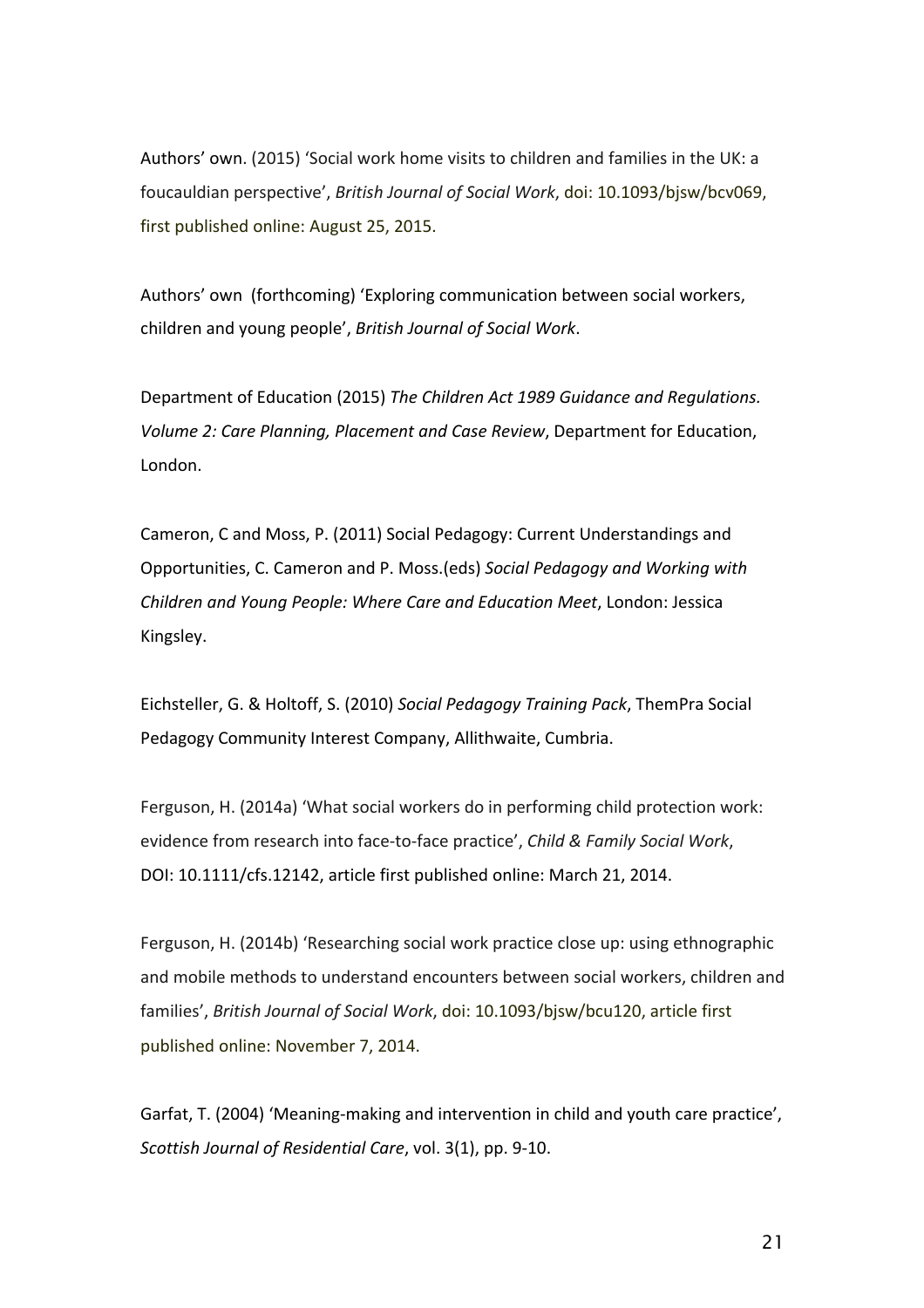Authors' own. (2015) 'Social work home visits to children and families in the UK: a foucauldian perspective', *British Journal of Social Work*, doi: 10.1093/bjsw/bcv069, first published online: August 25, 2015.

Authors' own (forthcoming) 'Exploring communication between social workers, children and young people', *British Journal of Social Work*.

Department of Education (2015) *The Children Act 1989 Guidance and Regulations. Volume 2: Care Planning, Placement and Case Review*, Department for Education, London.

Cameron, C and Moss, P. (2011) Social Pedagogy: Current Understandings and Opportunities, C. Cameron and P. Moss.(eds) *Social Pedagogy and Working with Children and Young People: Where Care and Education Meet*, London: Jessica Kingsley.

Eichsteller, G. & Holtoff, S. (2010) *Social Pedagogy Training Pack*, ThemPra Social Pedagogy Community Interest Company, Allithwaite, Cumbria.

Ferguson, H. (2014a) 'What social workers do in performing child protection work: evidence from research into face-to-face practice', *Child & Family Social Work*, DOI: 10.1111/cfs.12142, article first published online: March 21, 2014.

Ferguson, H. (2014b) 'Researching social work practice close up: using ethnographic and mobile methods to understand encounters between social workers, children and families', *British Journal of Social Work*, doi: 10.1093/bjsw/bcu120, article first published online: November 7, 2014.

Garfat, T. (2004) 'Meaning-making and intervention in child and youth care practice', *Scottish Journal of Residential Care*, vol. 3(1), pp. 9-10.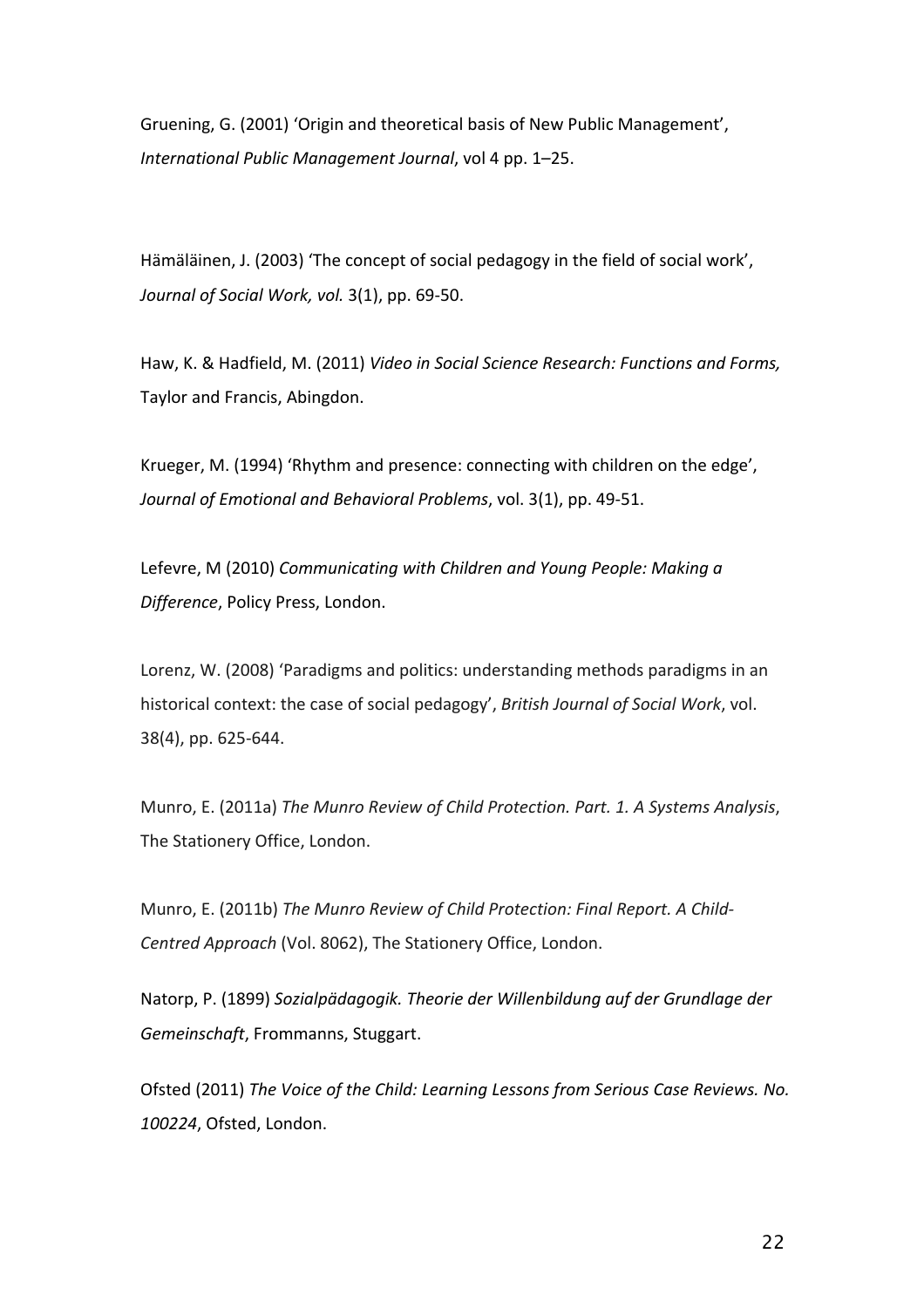Gruening, G. (2001) 'Origin and theoretical basis of New Public Management', *International Public Management Journal*, vol 4 pp. 1–25.

Hämäläinen, J. (2003) 'The concept of social pedagogy in the field of social work', *Journal of Social Work, vol.* 3(1), pp. 69-50.

Haw, K. & Hadfield, M. (2011) *Video in Social Science Research: Functions and Forms,* Taylor and Francis, Abingdon.

Krueger, M. (1994) 'Rhythm and presence: connecting with children on the edge', *Journal of Emotional and Behavioral Problems*, vol. 3(1), pp. 49-51.

Lefevre, M (2010) *Communicating with Children and Young People: Making a Difference*, Policy Press, London.

Lorenz, W. (2008) 'Paradigms and politics: understanding methods paradigms in an historical context: the case of social pedagogy', *British Journal of Social Work*, vol. 38(4), pp. 625-644.

Munro, E. (2011a) *The Munro Review of Child Protection. Part. 1. A Systems Analysis*, The Stationery Office, London.

Munro, E. (2011b) *The Munro Review of Child Protection: Final Report. A Child-Centred Approach* (Vol. 8062), The Stationery Office, London.

Natorp, P. (1899) *Sozialpädagogik. Theorie der Willenbildung auf der Grundlage der Gemeinschaft*, Frommanns, Stuggart.

Ofsted (2011) *The Voice of the Child: Learning Lessons from Serious Case Reviews. No. 100224*, Ofsted, London.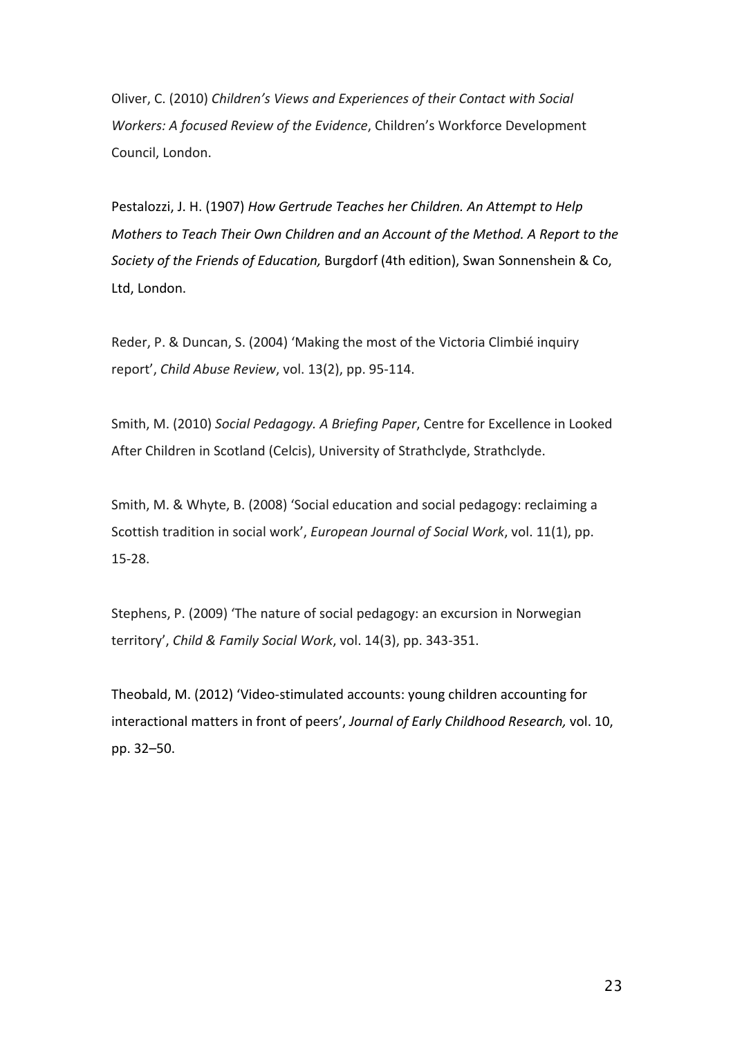Oliver, C. (2010) *Children's Views and Experiences of their Contact with Social Workers: A focused Review of the Evidence*, Children's Workforce Development Council, London.

Pestalozzi, J. H. (1907) *How Gertrude Teaches her Children. An Attempt to Help Mothers to Teach Their Own Children and an Account of the Method. A Report to the Society of the Friends of Education,* Burgdorf (4th edition), Swan Sonnenshein & Co, Ltd, London.

Reder, P. & Duncan, S. (2004) 'Making the most of the Victoria Climbié inquiry report', *Child Abuse Review*, vol. 13(2), pp. 95-114.

Smith, M. (2010) *Social Pedagogy. A Briefing Paper*, Centre for Excellence in Looked After Children in Scotland (Celcis), University of Strathclyde, Strathclyde.

Smith, M. & Whyte, B. (2008) 'Social education and social pedagogy: reclaiming a Scottish tradition in social work', *European Journal of Social Work*, vol. 11(1), pp. 15-28.

Stephens, P. (2009) 'The nature of social pedagogy: an excursion in Norwegian territory', *Child & Family Social Work*, vol. 14(3), pp. 343-351.

Theobald, M. (2012) 'Video-stimulated accounts: young children accounting for interactional matters in front of peers', *Journal of Early Childhood Research,* vol. 10, pp. 32–50.